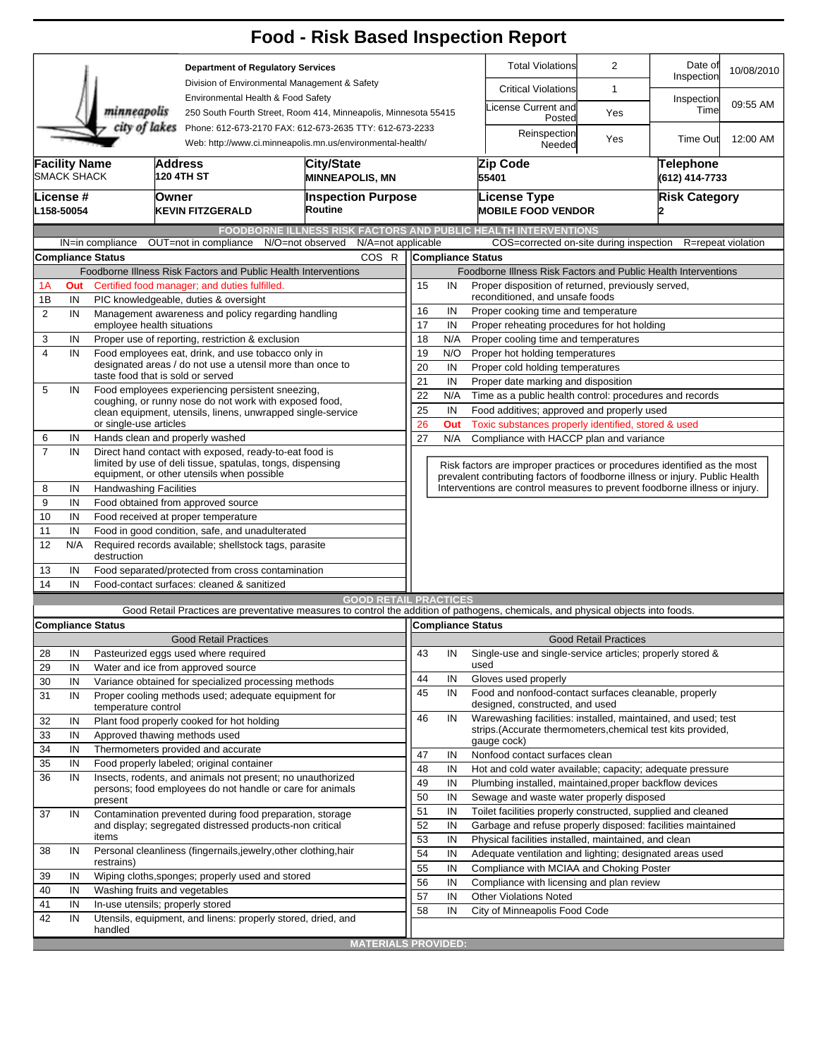# Food - Risk Based Inspection Report

**Department of Regulatory Services**
Division of Environmental Management & Safety
Environmental Health & Food Safety
250 South Fourth Street, Room 414, Minneapolis, Minnesota 55415
Phone: 612-673-2170 FAX: 612-673-2635 TTY: 612-673-2233
Web: http://www.ci.minneapolis.mn.us/environmental-health/

minneapolis city of lakes

| Total Violations | 2 | Date of Inspection | 10/08/2010 |
|---|---|---|---|
| Critical Violations | 1 | Inspection Time | 09:55 AM |
| License Current and Posted | Yes | | |
| Reinspection Needed | Yes | Time Out | 12:00 AM |

| Facility Name | Address | City/State | Zip Code | Telephone |
|---|---|---|---|---|
| SMACK SHACK | 120 4TH ST | MINNEAPOLIS, MN | 55401 | (612) 414-7733 |

| License # | Owner | Inspection Purpose | License Type | Risk Category |
|---|---|---|---|---|
| L158-50054 | KEVIN FITZGERALD | Routine | MOBILE FOOD VENDOR | 2 |

## FOODBORNE ILLNESS RISK FACTORS AND PUBLIC HEALTH INTERVENTIONS

IN=in compliance OUT=not in compliance N/O=not observed N/A=not applicable COS=corrected on-site during inspection R=repeat violation

| # | Compliance Status | Foodborne Illness Risk Factors and Public Health Interventions | COS | R |
|---|---|---|---|---|
| 1A | Out | Certified food manager; and duties fulfilled. | | |
| 1B | IN | PIC knowledgeable, duties & oversight | | |
| 2 | IN | Management awareness and policy regarding handling employee health situations | | |
| 3 | IN | Proper use of reporting, restriction & exclusion | | |
| 4 | IN | Food employees eat, drink, and use tobacco only in designated areas / do not use a utensil more than once to taste food that is sold or served | | |
| 5 | IN | Food employees experiencing persistent sneezing, coughing, or runny nose do not work with exposed food, clean equipment, utensils, linens, unwrapped single-service or single-use articles | | |
| 6 | IN | Hands clean and properly washed | | |
| 7 | IN | Direct hand contact with exposed, ready-to-eat food is limited by use of deli tissue, spatulas, tongs, dispensing equipment, or other utensils when possible | | |
| 8 | IN | Handwashing Facilities | | |
| 9 | IN | Food obtained from approved source | | |
| 10 | IN | Food received at proper temperature | | |
| 11 | IN | Food in good condition, safe, and unadulterated | | |
| 12 | N/A | Required records available; shellstock tags, parasite destruction | | |
| 13 | IN | Food separated/protected from cross contamination | | |
| 14 | IN | Food-contact surfaces: cleaned & sanitized | | |
| 15 | IN | Proper disposition of returned, previously served, reconditioned, and unsafe foods | | |
| 16 | IN | Proper cooking time and temperature | | |
| 17 | IN | Proper reheating procedures for hot holding | | |
| 18 | N/A | Proper cooling time and temperatures | | |
| 19 | N/O | Proper hot holding temperatures | | |
| 20 | IN | Proper cold holding temperatures | | |
| 21 | IN | Proper date marking and disposition | | |
| 22 | N/A | Time as a public health control: procedures and records | | |
| 25 | IN | Food additives; approved and properly used | | |
| 26 | Out | Toxic substances properly identified, stored & used | | |
| 27 | N/A | Compliance with HACCP plan and variance | | |

Risk factors are improper practices or procedures identified as the most prevalent contributing factors of foodborne illness or injury. Public Health Interventions are control measures to prevent foodborne illness or injury.

## GOOD RETAIL PRACTICES

Good Retail Practices are preventative measures to control the addition of pathogens, chemicals, and physical objects into foods.

| # | Compliance Status | Good Retail Practices |
|---|---|---|
| 28 | IN | Pasteurized eggs used where required |
| 29 | IN | Water and ice from approved source |
| 30 | IN | Variance obtained for specialized processing methods |
| 31 | IN | Proper cooling methods used; adequate equipment for temperature control |
| 32 | IN | Plant food properly cooked for hot holding |
| 33 | IN | Approved thawing methods used |
| 34 | IN | Thermometers provided and accurate |
| 35 | IN | Food properly labeled; original container |
| 36 | IN | Insects, rodents, and animals not present; no unauthorized persons; food employees do not handle or care for animals present |
| 37 | IN | Contamination prevented during food preparation, storage and display; segregated distressed products-non critical items |
| 38 | IN | Personal cleanliness (fingernails,jewelry,other clothing,hair restrains) |
| 39 | IN | Wiping cloths,sponges; properly used and stored |
| 40 | IN | Washing fruits and vegetables |
| 41 | IN | In-use utensils; properly stored |
| 42 | IN | Utensils, equipment, and linens: properly stored, dried, and handled |
| 43 | IN | Single-use and single-service articles; properly stored & used |
| 44 | IN | Gloves used properly |
| 45 | IN | Food and nonfood-contact surfaces cleanable, properly designed, constructed, and used |
| 46 | IN | Warewashing facilities: installed, maintained, and used; test strips.(Accurate thermometers,chemical test kits provided, gauge cock) |
| 47 | IN | Nonfood contact surfaces clean |
| 48 | IN | Hot and cold water available; capacity; adequate pressure |
| 49 | IN | Plumbing installed, maintained,proper backflow devices |
| 50 | IN | Sewage and waste water properly disposed |
| 51 | IN | Toilet facilities properly constructed, supplied and cleaned |
| 52 | IN | Garbage and refuse properly disposed: facilities maintained |
| 53 | IN | Physical facilities installed, maintained, and clean |
| 54 | IN | Adequate ventilation and lighting; designated areas used |
| 55 | IN | Compliance with MCIAA and Choking Poster |
| 56 | IN | Compliance with licensing and plan review |
| 57 | IN | Other Violations Noted |
| 58 | IN | City of Minneapolis Food Code |

## MATERIALS PROVIDED: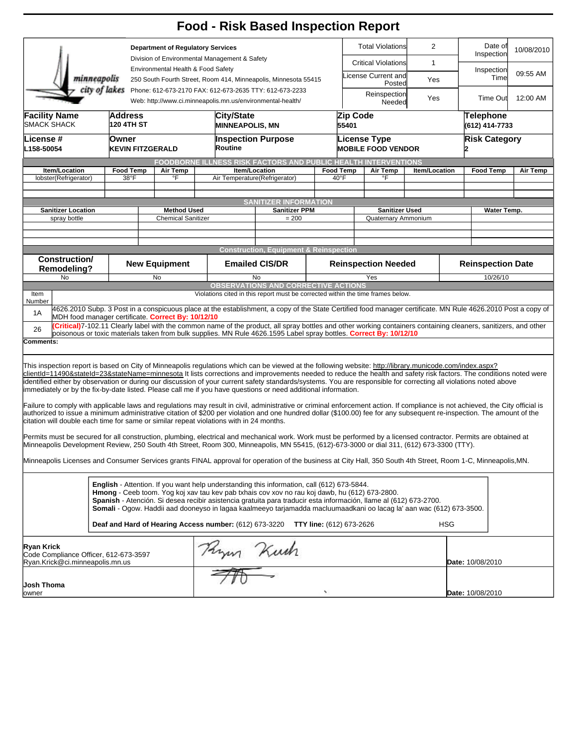# Food - Risk Based Inspection Report

minneapolis city of lakes

**Department of Regulatory Services**
Division of Environmental Management & Safety
Environmental Health & Food Safety
250 South Fourth Street, Room 414, Minneapolis, Minnesota 55415
Phone: 612-673-2170 FAX: 612-673-2635 TTY: 612-673-2233
Web: http://www.ci.minneapolis.mn.us/environmental-health/

| | | | |
|---|---|---|---|
| Total Violations | 2 | Date of Inspection | 10/08/2010 |
| Critical Violations | 1 | Inspection Time | 09:55 AM |
| License Current and Posted | Yes | | |
| Reinspection Needed | Yes | Time Out | 12:00 AM |

| Facility Name | Address | City/State | Zip Code | Telephone |
|---|---|---|---|---|
| SMACK SHACK | 120 4TH ST | MINNEAPOLIS, MN | 55401 | (612) 414-7733 |

| License # | Owner | Inspection Purpose | License Type | Risk Category |
|---|---|---|---|---|
| L158-50054 | KEVIN FITZGERALD | Routine | MOBILE FOOD VENDOR | 2 |

**FOODBORNE ILLNESS RISK FACTORS AND PUBLIC HEALTH INTERVENTIONS**

| Item/Location | Food Temp | Air Temp | Item/Location | Food Temp | Air Temp | Item/Location | Food Temp | Air Temp |
|---|---|---|---|---|---|---|---|---|
| lobster(Refrigerator) | 38°F | °F | Air Temperature(Refrigerator) | 40°F | °F | | | |

**SANITIZER INFORMATION**

| Sanitizer Location | Method Used | Sanitizer PPM | Sanitizer Used | Water Temp. |
|---|---|---|---|---|
| spray bottle | Chemical Sanitizer | = 200 | Quaternary Ammonium | |

**Construction, Equipment & Reinspection**

| Construction/ Remodeling? | New Equipment | Emailed CIS/DR | Reinspection Needed | Reinspection Date |
|---|---|---|---|---|
| No | No | No | Yes | 10/26/10 |

**OBSERVATIONS AND CORRECTIVE ACTIONS**

| Item Number | Violations cited in this report must be corrected within the time frames below. |
|---|---|
| 1A | 4626.2010 Subp. 3 Post in a conspicuous place at the establishment, a copy of the State Certified food manager certificate. MN Rule 4626.2010 Post a copy of MDH food manager certificate. **Correct By: 10/12/10** |
| 26 | **(Critical)**7-102.11 Clearly label with the common name of the product, all spray bottles and other working containers containing cleaners, sanitizers, and other poisonous or toxic materials taken from bulk supplies. MN Rule 4626.1595 Label spray bottles. **Correct By: 10/12/10** |

**Comments:**

This inspection report is based on City of Minneapolis regulations which can be viewed at the following website: http://library.municode.com/index.aspx?clientId=11490&stateId=23&stateName=minnesota It lists corrections and improvements needed to reduce the health and safety risk factors. The conditions noted were identified either by observation or during our discussion of your current safety standards/systems. You are responsible for correcting all violations noted above immediately or by the fix-by-date listed. Please call me if you have questions or need additional information.

Failure to comply with applicable laws and regulations may result in civil, administrative or criminal enforcement action. If compliance is not achieved, the City official is authorized to issue a minimum administrative citation of $200 per violation and one hundred dollar ($100.00) fee for any subsequent re-inspection. The amount of the citation will double each time for same or similar repeat violations with in 24 months.

Permits must be secured for all construction, plumbing, electrical and mechanical work. Work must be performed by a licensed contractor. Permits are obtained at Minneapolis Development Review, 250 South 4th Street, Room 300, Minneapolis, MN 55415, (612)-673-3000 or dial 311, (612) 673-3300 (TTY).

Minneapolis Licenses and Consumer Services grants FINAL approval for operation of the business at City Hall, 350 South 4th Street, Room 1-C, Minneapolis,MN.

**English** - Attention. If you want help understanding this information, call (612) 673-5844.
**Hmong** - Ceeb toom. Yog koj xav tau kev pab txhais cov xov no rau koj dawb, hu (612) 673-2800.
**Spanish** - Atención. Si desea recibir asistencia gratuita para traducir esta información, llame al (612) 673-2700.
**Somali** - Ogow. Haddii aad dooneyso in lagaa kaalmeeyo tarjamadda macluumaadkani oo lacag la' aan wac (612) 673-3500.

**Deaf and Hard of Hearing Access number:** (612) 673-3220 **TTY line:** (612) 673-2626 HSG

**Ryan Krick**
Code Compliance Officer, 612-673-3597
Ryan.Krick@ci.minneapolis.mn.us
**Date:** 10/08/2010

**Josh Thoma**
owner
**Date:** 10/08/2010